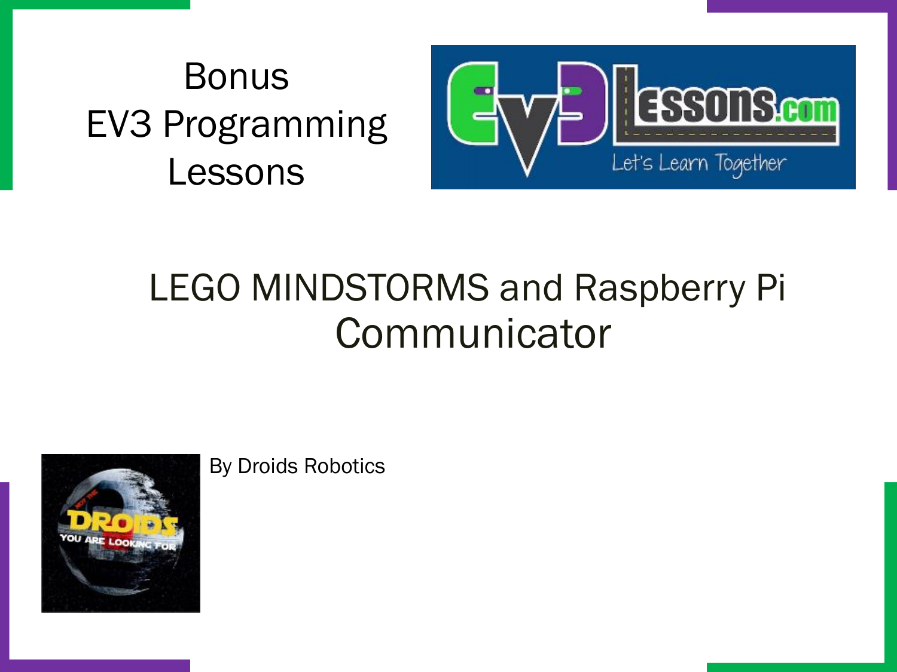# Bonus EV3 Programming Lessons

## LEGO MINDSTORMS and Raspberry Pi Communicator

By Droids Robotics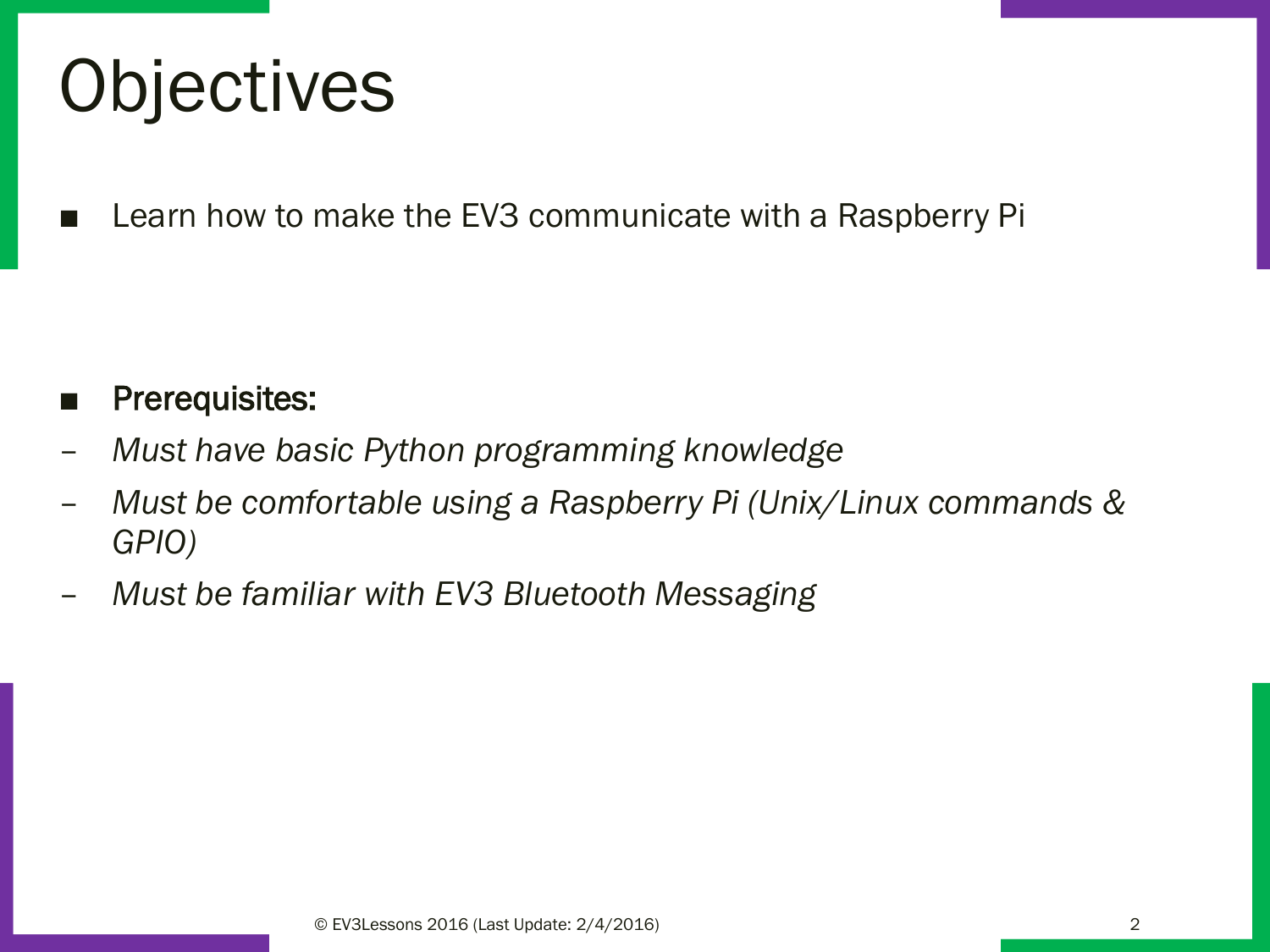# Objectives

- Learn how to make the EV3 communicate with a Raspberry Pi

- **Prerequisites:**
  - *Must have basic Python programming knowledge*
  - *Must be comfortable using a Raspberry Pi (Unix/Linux commands & GPIO)*
  - *Must be familiar with EV3 Bluetooth Messaging*

© EV3Lessons 2016 (Last Update: 2/4/2016)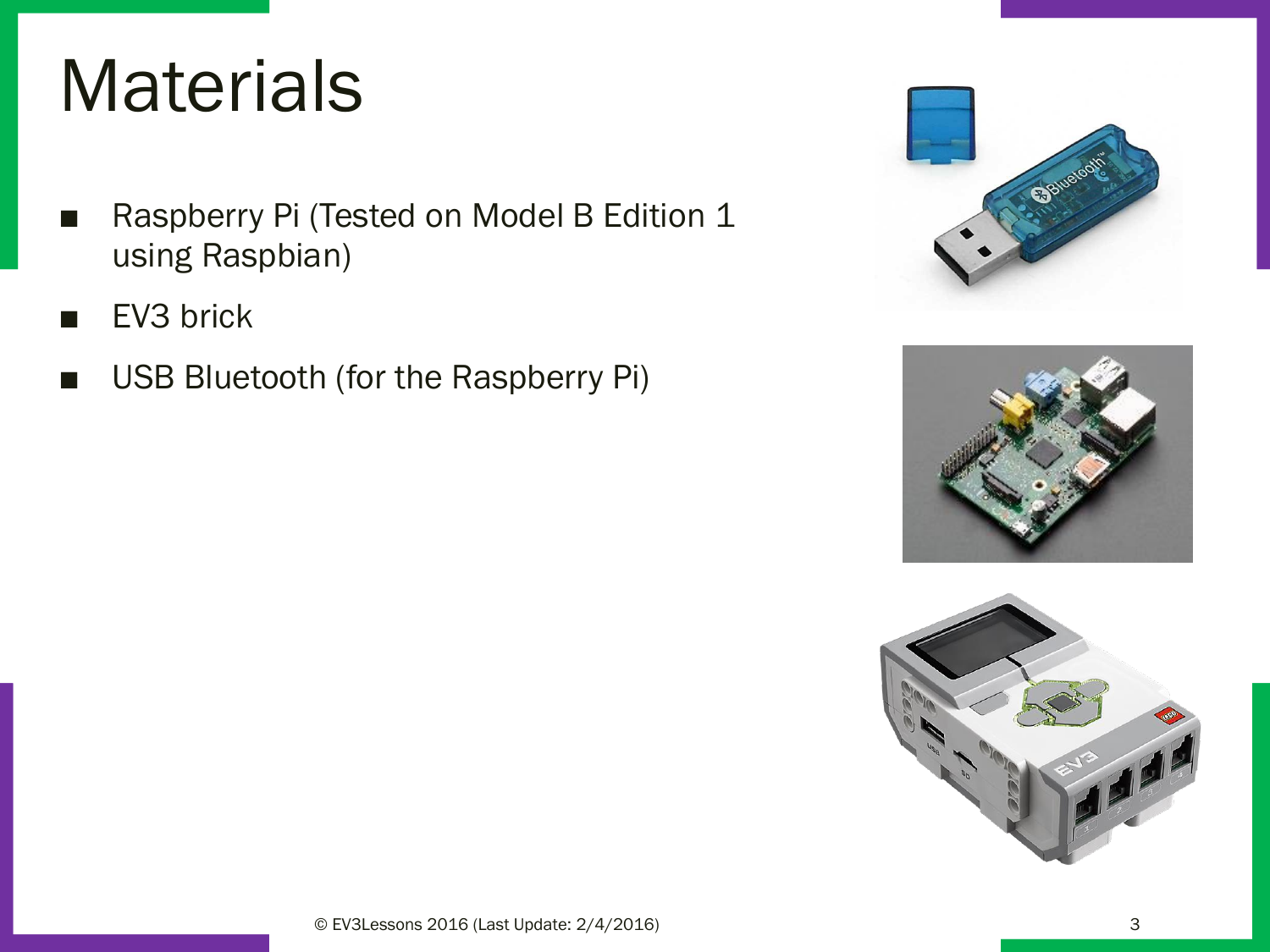# Materials

- Raspberry Pi (Tested on Model B Edition 1 using Raspbian)
- EV3 brick
- USB Bluetooth (for the Raspberry Pi)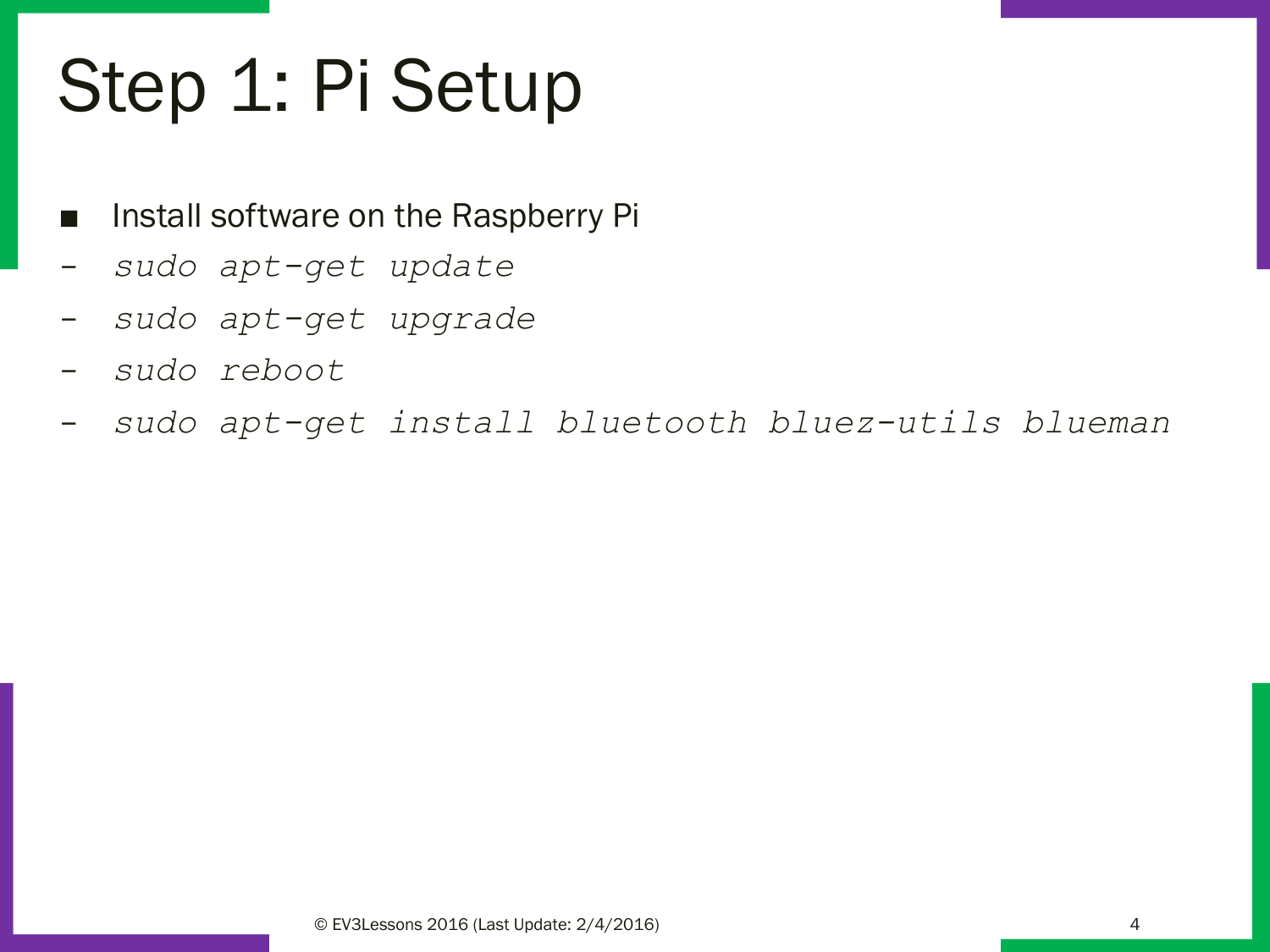# Step 1: Pi Setup

- Install software on the Raspberry Pi
  - *sudo apt-get update*
  - *sudo apt-get upgrade*
  - *sudo reboot*
  - *sudo apt-get install bluetooth bluez-utils blueman*

© EV3Lessons 2016 (Last Update: 2/4/2016)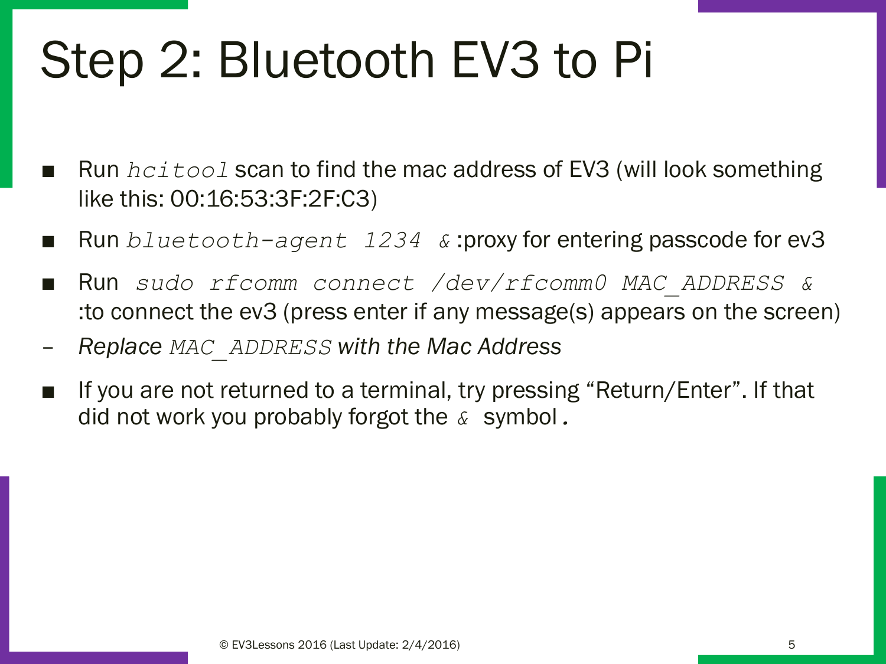# Step 2: Bluetooth EV3 to Pi

- Run *`hcitool`* scan to find the mac address of EV3 (will look something like this: 00:16:53:3F:2F:C3)
- Run *`bluetooth-agent 1234 &`* :proxy for entering passcode for ev3
- Run *`sudo rfcomm connect /dev/rfcomm0 MAC_ADDRESS &`* :to connect the ev3 (press enter if any message(s) appears on the screen)
  - *Replace `MAC_ADDRESS` with the Mac Address*
- If you are not returned to a terminal, try pressing “Return/Enter”. If that did not work you probably forgot the *`&`* symbol.

© EV3Lessons 2016 (Last Update: 2/4/2016)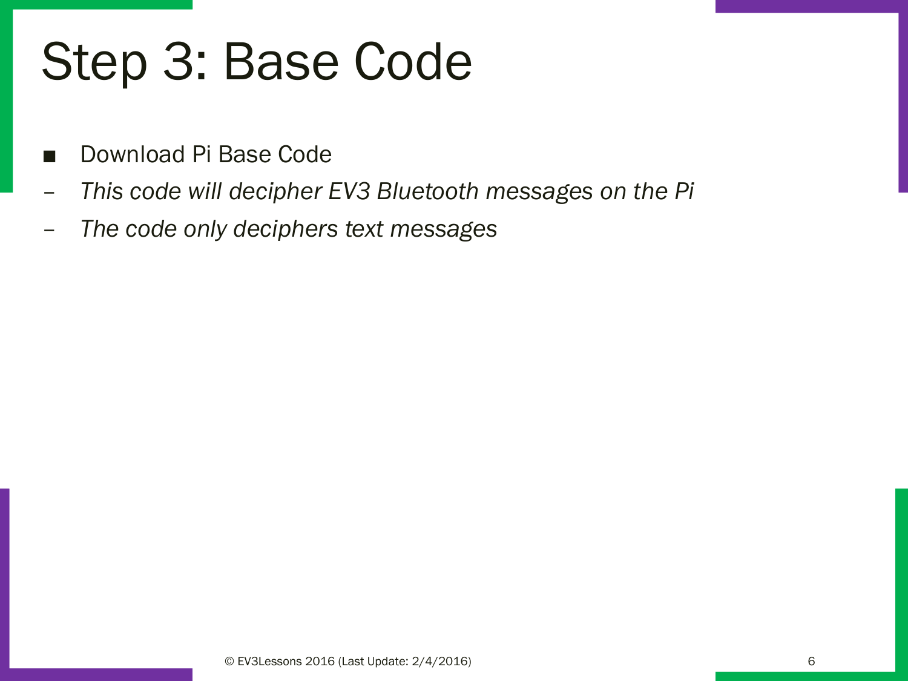# Step 3: Base Code

- Download Pi Base Code
  - *This code will decipher EV3 Bluetooth messages on the Pi*
  - *The code only deciphers text messages*

© EV3Lessons 2016 (Last Update: 2/4/2016)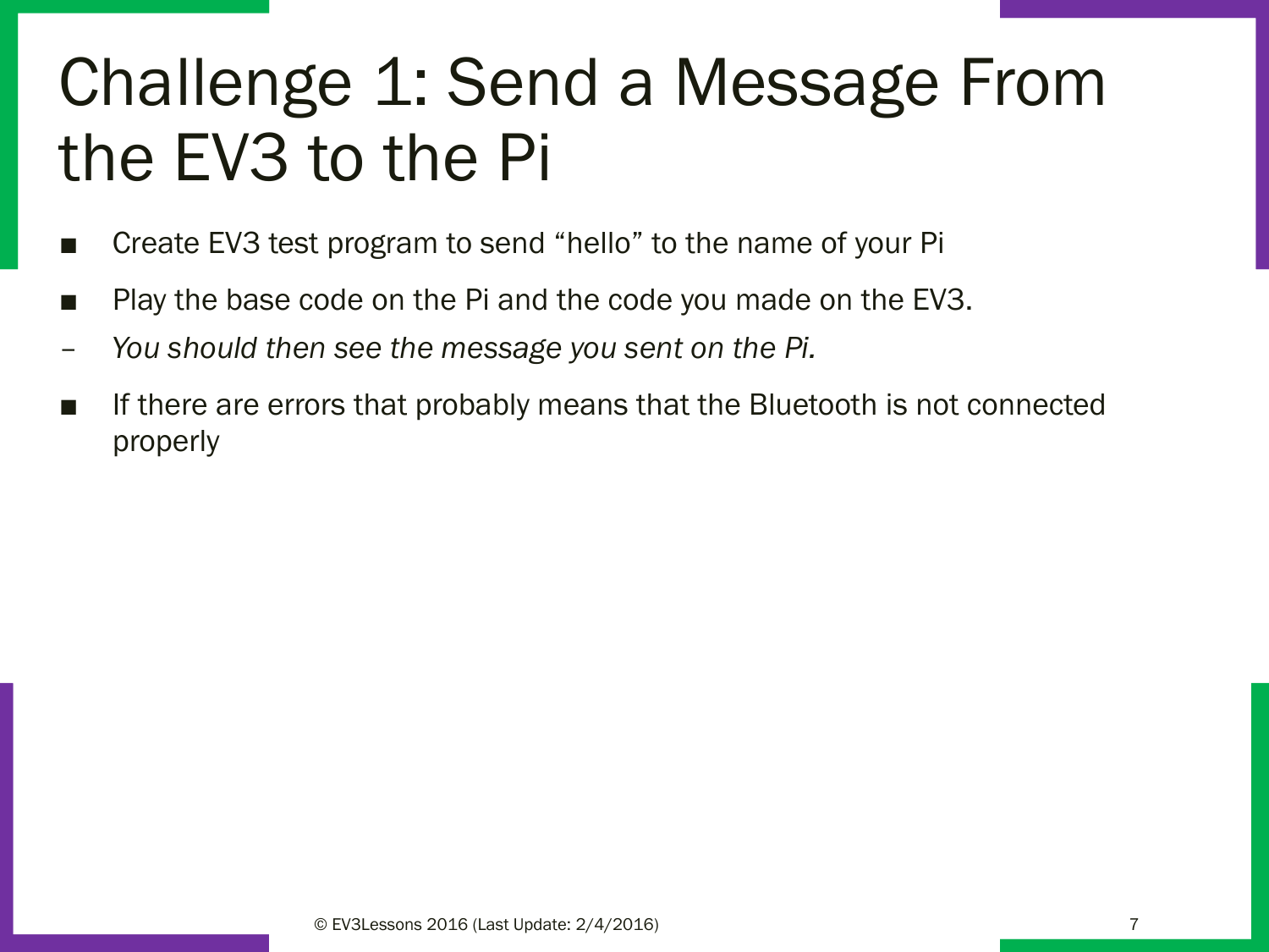# Challenge 1: Send a Message From the EV3 to the Pi

- Create EV3 test program to send “hello” to the name of your Pi
- Play the base code on the Pi and the code you made on the EV3.
  - *You should then see the message you sent on the Pi.*
- If there are errors that probably means that the Bluetooth is not connected properly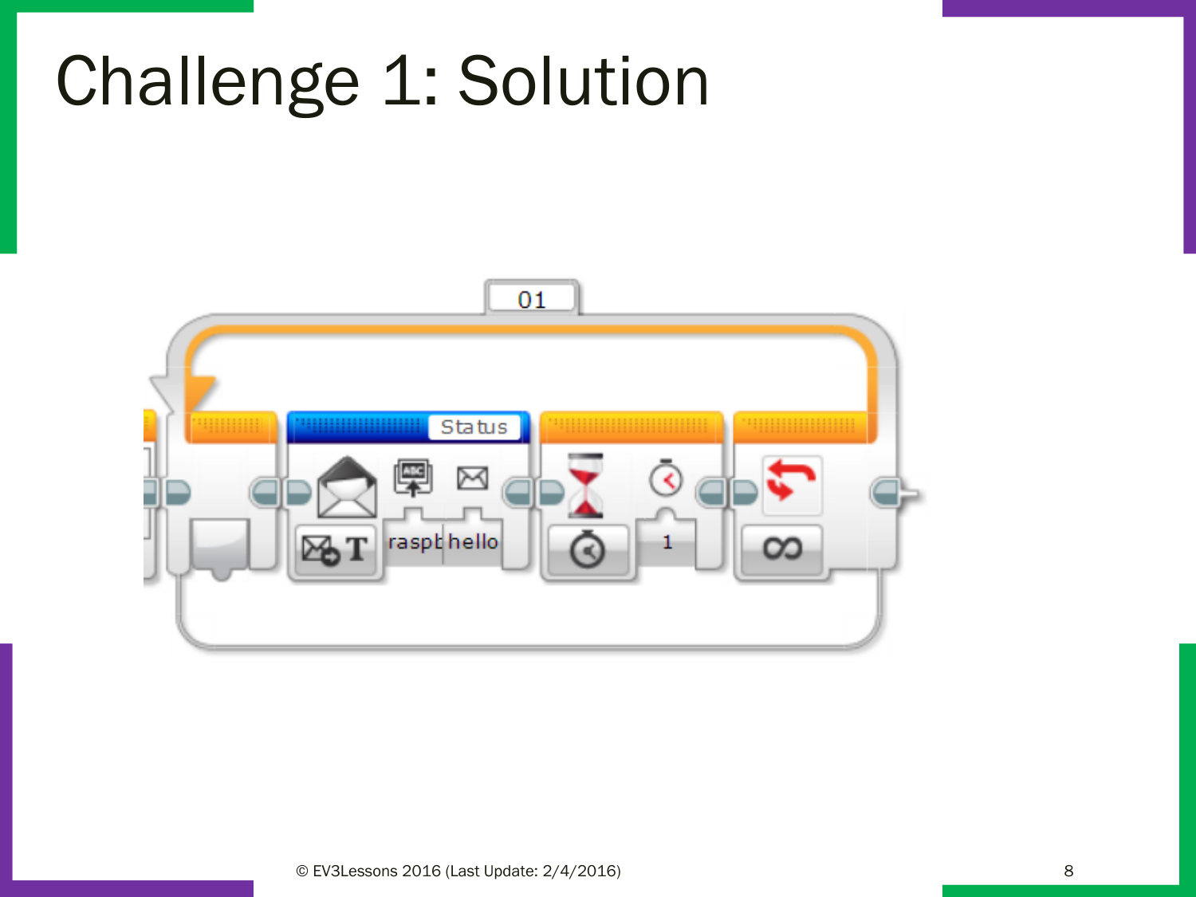# Challenge 1: Solution

01

Status

raspt hello

1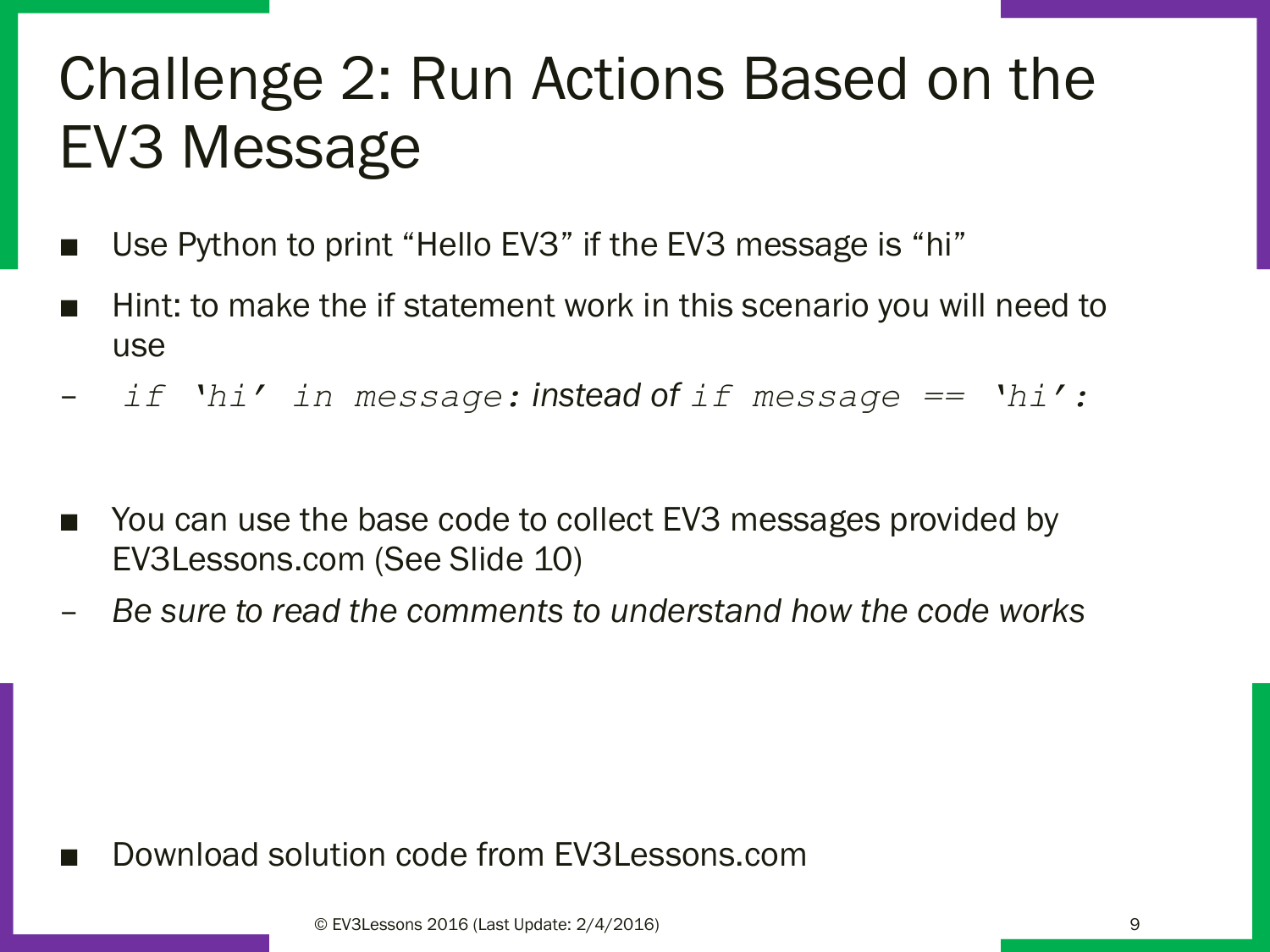# Challenge 2: Run Actions Based on the EV3 Message

- Use Python to print “Hello EV3” if the EV3 message is “hi”
- Hint: to make the if statement work in this scenario you will need to use
  - `if 'hi' in message:` instead of `if message == 'hi':`

- You can use the base code to collect EV3 messages provided by EV3Lessons.com (See Slide 10)
  - *Be sure to read the comments to understand how the code works*

- Download solution code from EV3Lessons.com

© EV3Lessons 2016 (Last Update: 2/4/2016)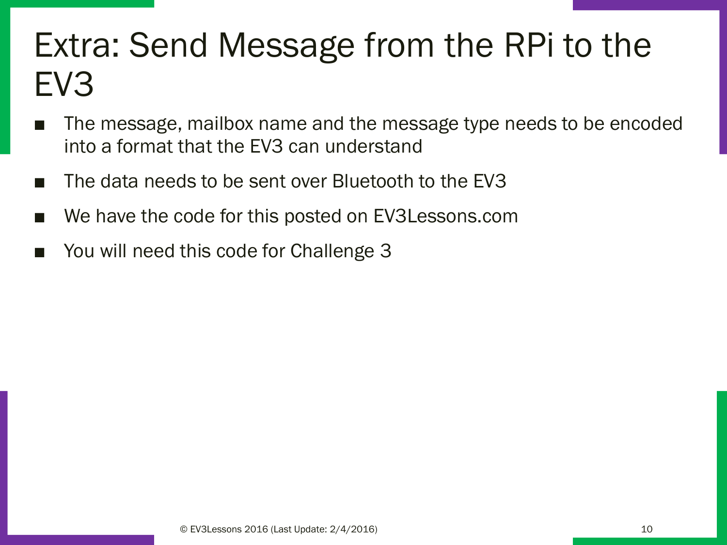# Extra: Send Message from the RPi to the EV3

- The message, mailbox name and the message type needs to be encoded into a format that the EV3 can understand
- The data needs to be sent over Bluetooth to the EV3
- We have the code for this posted on EV3Lessons.com
- You will need this code for Challenge 3

© EV3Lessons 2016 (Last Update: 2/4/2016)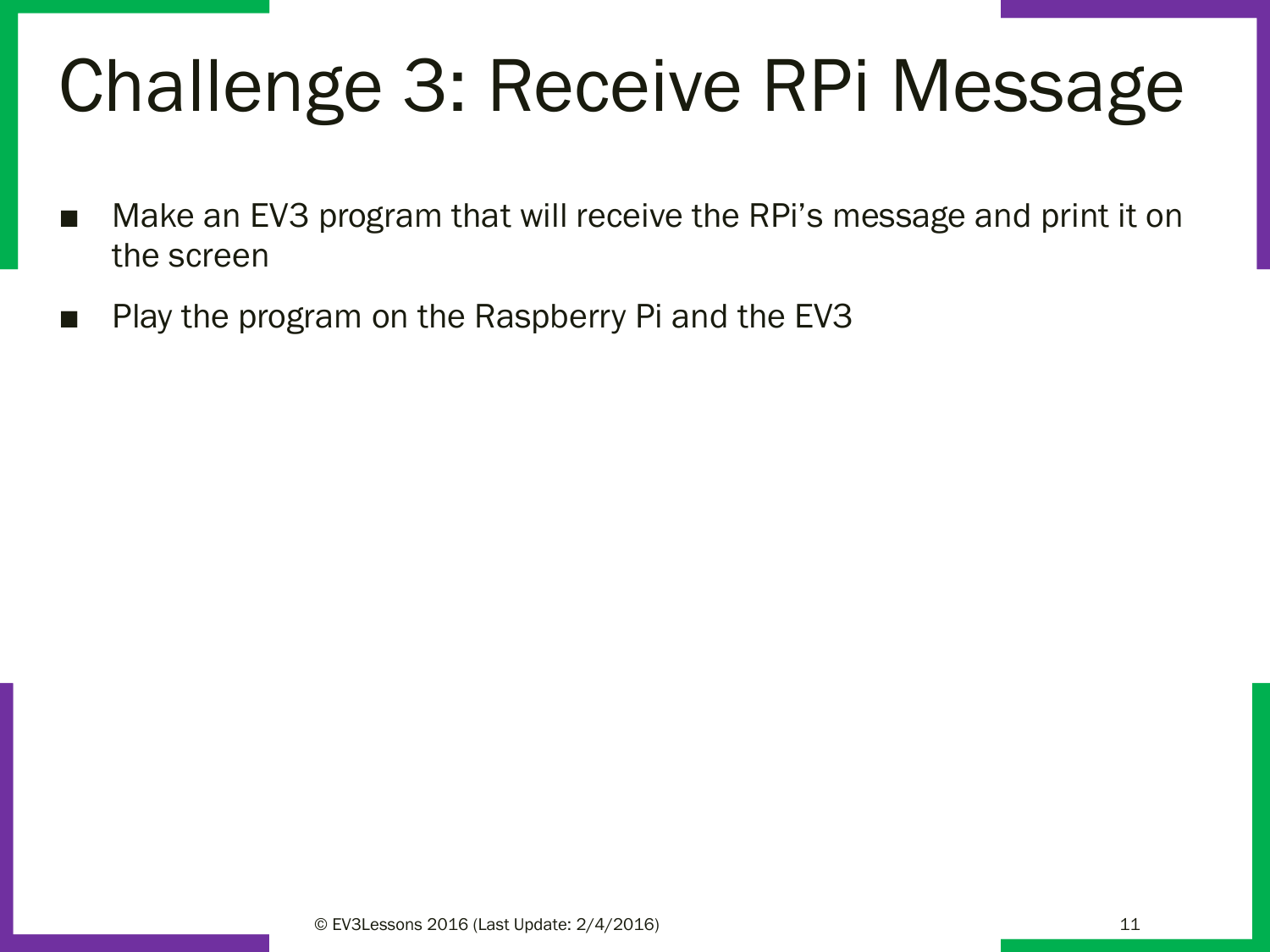# Challenge 3: Receive RPi Message

- Make an EV3 program that will receive the RPi's message and print it on the screen
- Play the program on the Raspberry Pi and the EV3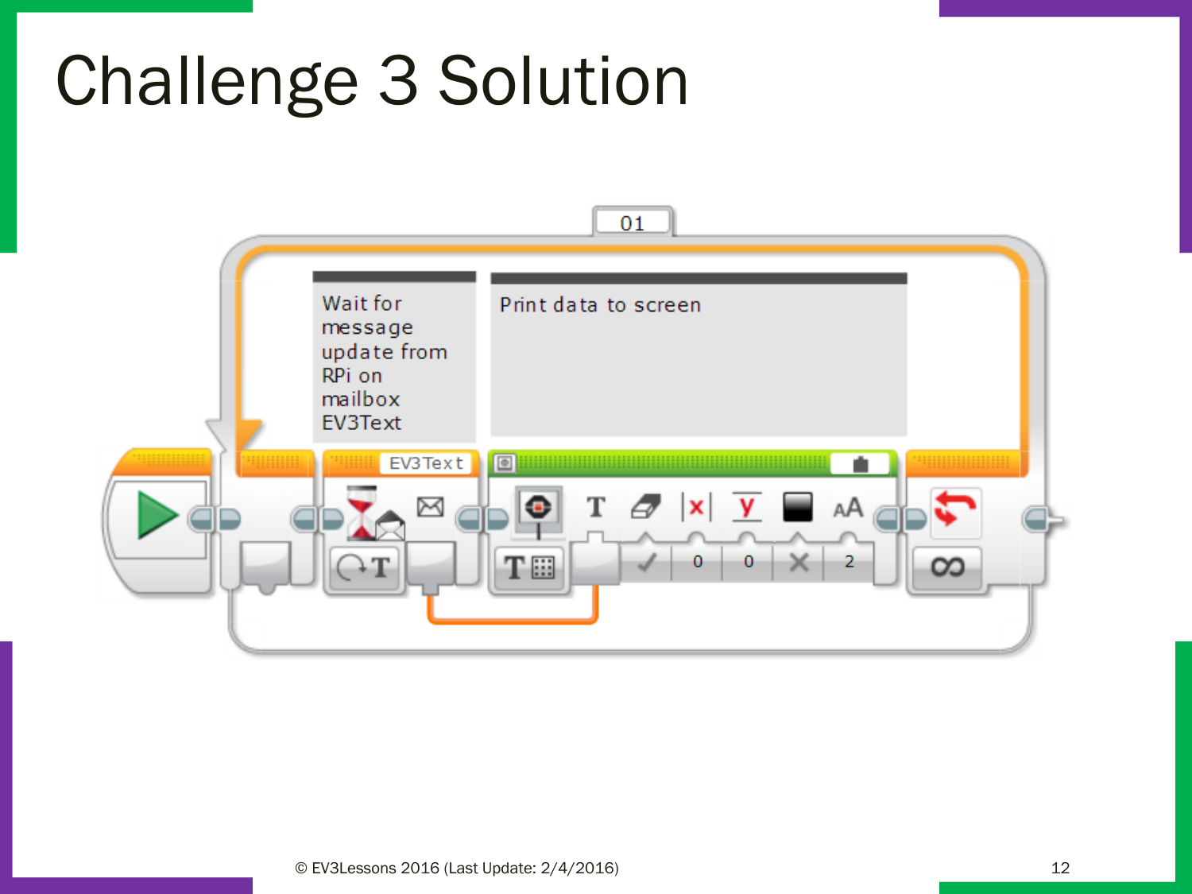# Challenge 3 Solution

Wait for message update from RPi on mailbox EV3Text

Print data to screen

© EV3Lessons 2016 (Last Update: 2/4/2016)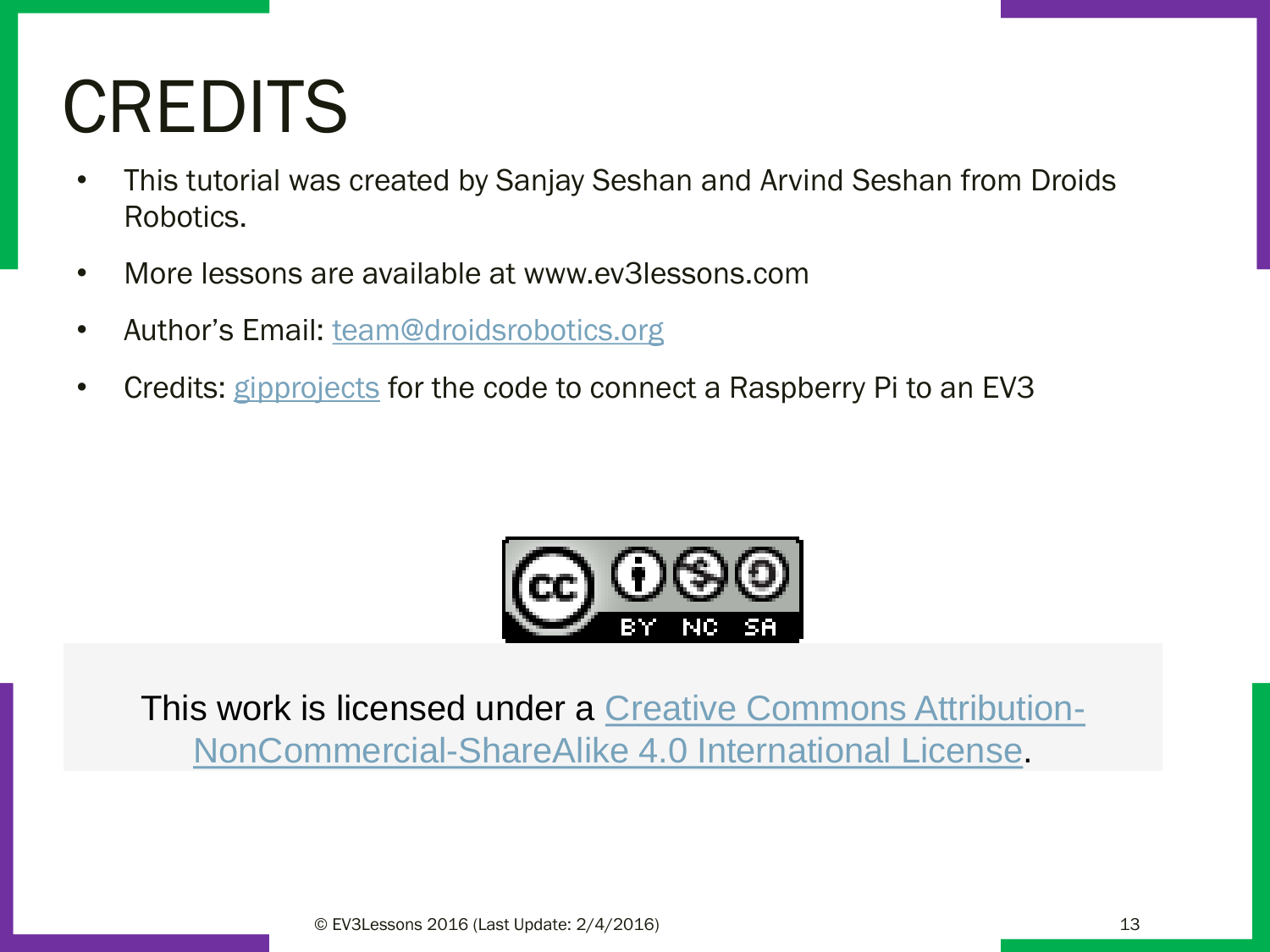# CREDITS

- This tutorial was created by Sanjay Seshan and Arvind Seshan from Droids Robotics.
- More lessons are available at www.ev3lessons.com
- Author's Email: team@droidsrobotics.org
- Credits: gipprojects for the code to connect a Raspberry Pi to an EV3

This work is licensed under a Creative Commons Attribution-NonCommercial-ShareAlike 4.0 International License.

© EV3Lessons 2016 (Last Update: 2/4/2016)